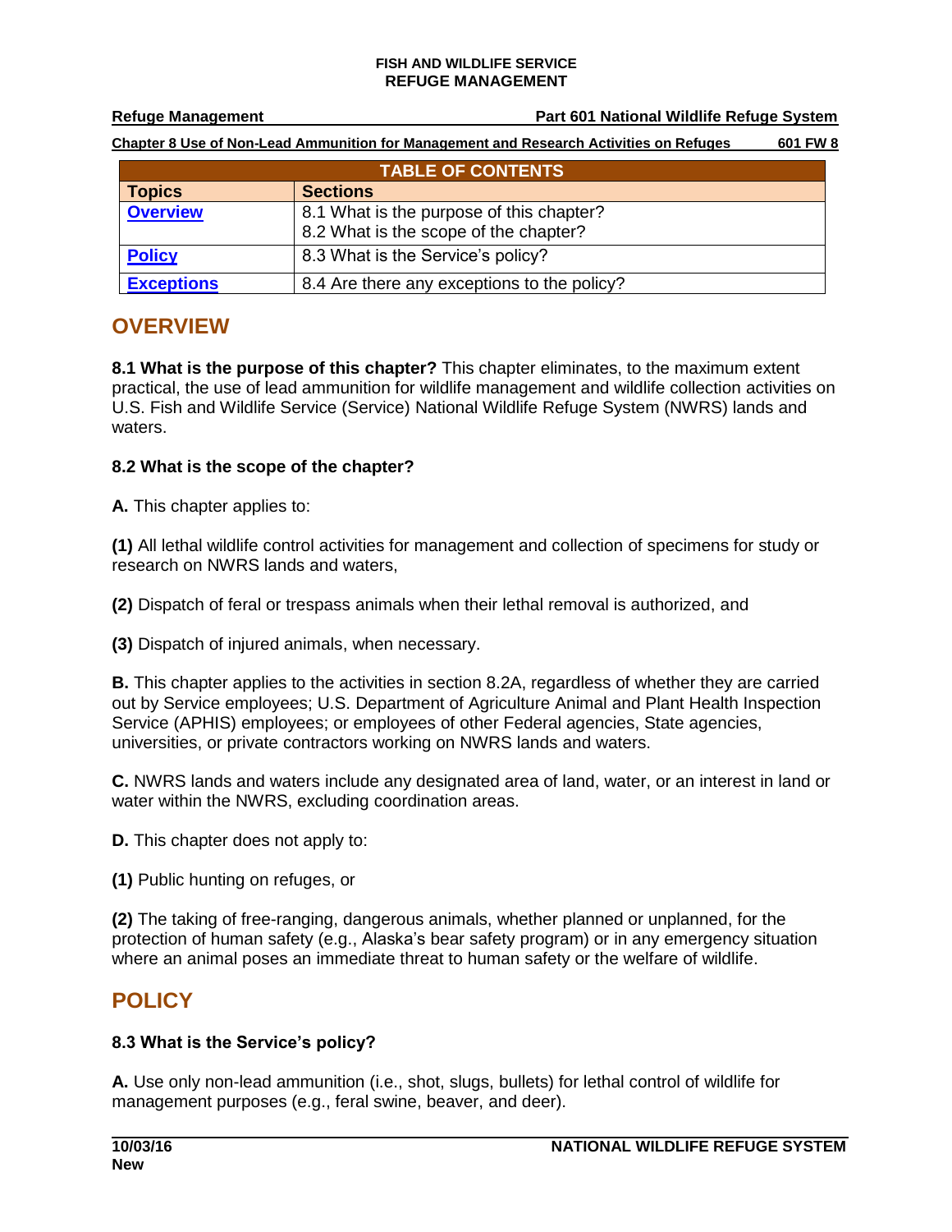FISH AND WILDLIFE SERVICE
REFUGE MANAGEMENT

**Refuge Management** | **Part 601 National Wildlife Refuge System**

**Chapter 8 Use of Non-Lead Ammunition for Management and Research Activities on Refuges** | **601 FW 8**

| TABLE OF CONTENTS | |
|---|---|
| **Topics** | **Sections** |
| **Overview** | 8.1 What is the purpose of this chapter?<br>8.2 What is the scope of the chapter? |
| **Policy** | 8.3 What is the Service's policy? |
| **Exceptions** | 8.4 Are there any exceptions to the policy? |

## OVERVIEW

**8.1 What is the purpose of this chapter?** This chapter eliminates, to the maximum extent practical, the use of lead ammunition for wildlife management and wildlife collection activities on U.S. Fish and Wildlife Service (Service) National Wildlife Refuge System (NWRS) lands and waters.

**8.2 What is the scope of the chapter?**

**A.** This chapter applies to:

**(1)** All lethal wildlife control activities for management and collection of specimens for study or research on NWRS lands and waters,

**(2)** Dispatch of feral or trespass animals when their lethal removal is authorized, and

**(3)** Dispatch of injured animals, when necessary.

**B.** This chapter applies to the activities in section 8.2A, regardless of whether they are carried out by Service employees; U.S. Department of Agriculture Animal and Plant Health Inspection Service (APHIS) employees; or employees of other Federal agencies, State agencies, universities, or private contractors working on NWRS lands and waters.

**C.** NWRS lands and waters include any designated area of land, water, or an interest in land or water within the NWRS, excluding coordination areas.

**D.** This chapter does not apply to:

**(1)** Public hunting on refuges, or

**(2)** The taking of free-ranging, dangerous animals, whether planned or unplanned, for the protection of human safety (e.g., Alaska's bear safety program) or in any emergency situation where an animal poses an immediate threat to human safety or the welfare of wildlife.

## POLICY

**8.3 What is the Service's policy?**

**A.** Use only non-lead ammunition (i.e., shot, slugs, bullets) for lethal control of wildlife for management purposes (e.g., feral swine, beaver, and deer).

**10/03/16**
**New**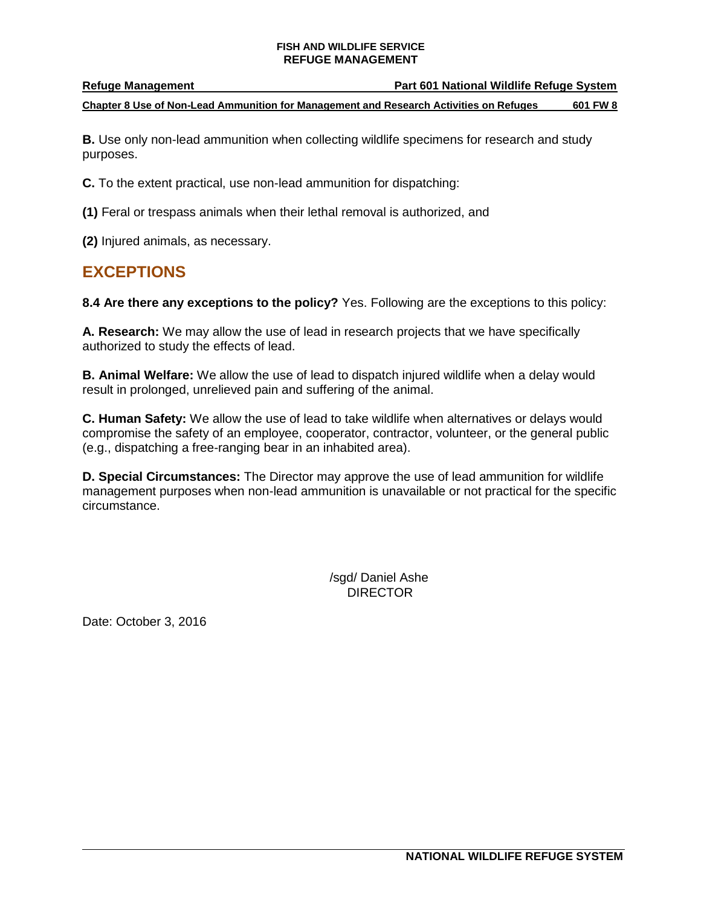**B.** Use only non-lead ammunition when collecting wildlife specimens for research and study purposes.

**C.** To the extent practical, use non-lead ammunition for dispatching:

**(1)** Feral or trespass animals when their lethal removal is authorized, and

**(2)** Injured animals, as necessary.

## EXCEPTIONS

**8.4 Are there any exceptions to the policy?** Yes. Following are the exceptions to this policy:

**A. Research:** We may allow the use of lead in research projects that we have specifically authorized to study the effects of lead.

**B. Animal Welfare:** We allow the use of lead to dispatch injured wildlife when a delay would result in prolonged, unrelieved pain and suffering of the animal.

**C. Human Safety:** We allow the use of lead to take wildlife when alternatives or delays would compromise the safety of an employee, cooperator, contractor, volunteer, or the general public (e.g., dispatching a free-ranging bear in an inhabited area).

**D. Special Circumstances:** The Director may approve the use of lead ammunition for wildlife management purposes when non-lead ammunition is unavailable or not practical for the specific circumstance.

/sgd/ Daniel Ashe
DIRECTOR

Date: October 3, 2016